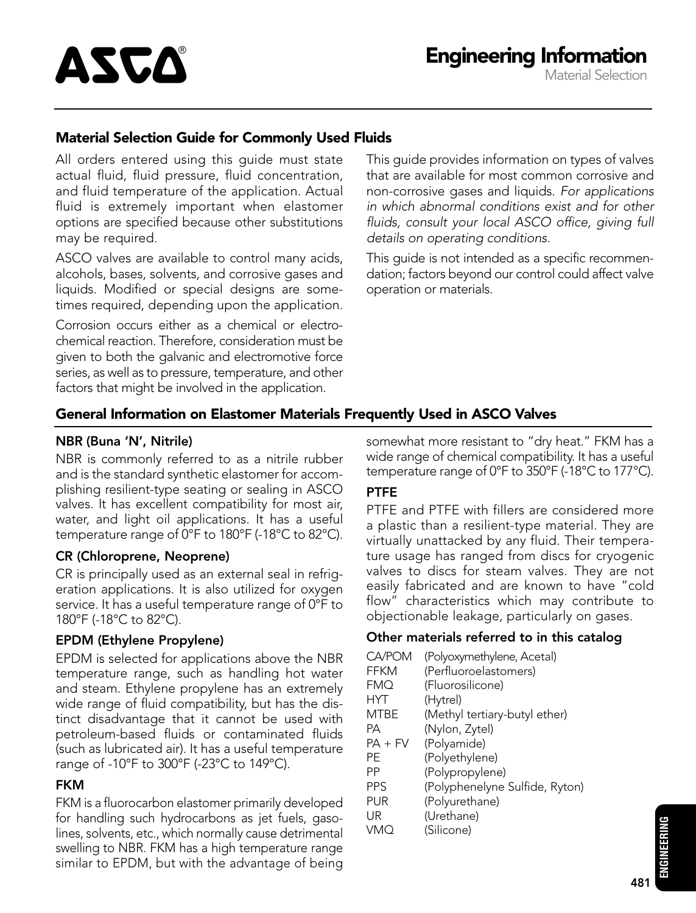# Engineering Information

Material Selection

## Material Selection Guide for Commonly Used Fluids

All orders entered using this guide must state actual fluid, fluid pressure, fluid concentration, and fluid temperature of the application. Actual fluid is extremely important when elastomer options are specified because other substitutions may be required.

ASCO valves are available to control many acids, alcohols, bases, solvents, and corrosive gases and liquids. Modified or special designs are sometimes required, depending upon the application.

Corrosion occurs either as a chemical or electrochemical reaction. Therefore, consideration must be given to both the galvanic and electromotive force series, as well as to pressure, temperature, and other factors that might be involved in the application.

This guide provides information on types of valves that are available for most common corrosive and non-corrosive gases and liquids. *For applications in which abnormal conditions exist and for other fluids, consult your local ASCO office, giving full details on operating conditions.*

This guide is not intended as a specific recommendation; factors beyond our control could affect valve operation or materials.

## General Information on Elastomer Materials Frequently Used in ASCO Valves

### NBR (Buna 'N', Nitrile)

NBR is commonly referred to as a nitrile rubber and is the standard synthetic elastomer for accomplishing resilient-type seating or sealing in ASCO valves. It has excellent compatibility for most air, water, and light oil applications. It has a useful temperature range of 0°F to 180°F (-18°C to 82°C).

### CR (Chloroprene, Neoprene)

CR is principally used as an external seal in refrigeration applications. It is also utilized for oxygen service. It has a useful temperature range of 0°F to 180°F (-18°C to 82°C).

### EPDM (Ethylene Propylene)

EPDM is selected for applications above the NBR temperature range, such as handling hot water and steam. Ethylene propylene has an extremely wide range of fluid compatibility, but has the distinct disadvantage that it cannot be used with petroleum-based fluids or contaminated fluids (such as lubricated air). It has a useful temperature range of -10°F to 300°F (-23°C to 149°C).

### FKM

FKM is a fluorocarbon elastomer primarily developed for handling such hydrocarbons as jet fuels, gasolines, solvents, etc., which normally cause detrimental swelling to NBR. FKM has a high temperature range similar to EPDM, but with the advantage of being somewhat more resistant to "dry heat." FKM has a wide range of chemical compatibility. It has a useful temperature range of 0°F to 350°F (-18°C to 177°C).

### PTFE

PTFE and PTFE with fillers are considered more a plastic than a resilient-type material. They are virtually unattacked by any fluid. Their temperature usage has ranged from discs for cryogenic valves to discs for steam valves. They are not easily fabricated and are known to have "cold flow" characteristics which may contribute to objectionable leakage, particularly on gases.

### Other materials referred to in this catalog

| | |
|---|---|
| CA/POM | (Polyoxymethylene, Acetal) |
| FFKM | (Perfluoroelastomers) |
| FMQ | (Fluorosilicone) |
| HYT | (Hytrel) |
| MTBE | (Methyl tertiary-butyl ether) |
| PA | (Nylon, Zytel) |
| PA + FV | (Polyamide) |
| PE | (Polyethylene) |
| PP | (Polypropylene) |
| PPS | (Polyphenelyne Sulfide, Ryton) |
| PUR | (Polyurethane) |
| UR | (Urethane) |
| VMQ | (Silicone) |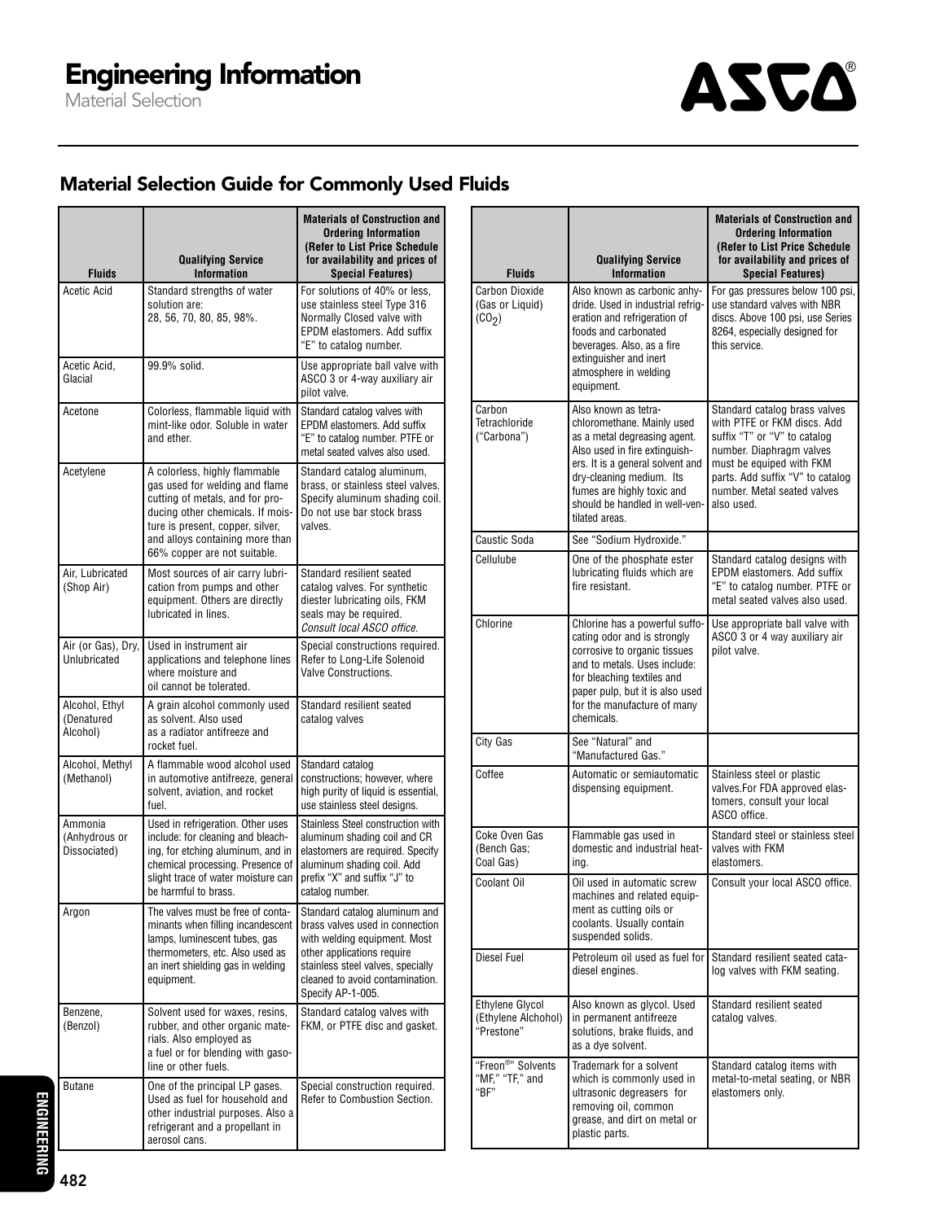# Engineering Information

Material Selection

## Material Selection Guide for Commonly Used Fluids

| Fluids | Qualifying Service Information | Materials of Construction and Ordering Information (Refer to List Price Schedule for availability and prices of Special Features) |
|---|---|---|
| Acetic Acid | Standard strengths of water solution are: 28, 56, 70, 80, 85, 98%. | For solutions of 40% or less, use stainless steel Type 316 Normally Closed valve with EPDM elastomers. Add suffix "E" to catalog number. |
| Acetic Acid, Glacial | 99.9% solid. | Use appropriate ball valve with ASCO 3 or 4-way auxiliary air pilot valve. |
| Acetone | Colorless, flammable liquid with mint-like odor. Soluble in water and ether. | Standard catalog valves with EPDM elastomers. Add suffix "E" to catalog number. PTFE or metal seated valves also used. |
| Acetylene | A colorless, highly flammable gas used for welding and flame cutting of metals, and for producing other chemicals. If moisture is present, copper, silver, and alloys containing more than 66% copper are not suitable. | Standard catalog aluminum, brass, or stainless steel valves. Specify aluminum shading coil. Do not use bar stock brass valves. |
| Air, Lubricated (Shop Air) | Most sources of air carry lubrication from pumps and other equipment. Others are directly lubricated in lines. | Standard resilient seated catalog valves. For synthetic diester lubricating oils, FKM seals may be required. *Consult local ASCO office.* |
| Air (or Gas), Dry, Unlubricated | Used in instrument air applications and telephone lines where moisture and oil cannot be tolerated. | Special constructions required. Refer to Long-Life Solenoid Valve Constructions. |
| Alcohol, Ethyl (Denatured Alcohol) | A grain alcohol commonly used as solvent. Also used as a radiator antifreeze and rocket fuel. | Standard resilient seated catalog valves |
| Alcohol, Methyl (Methanol) | A flammable wood alcohol used in automotive antifreeze, general solvent, aviation, and rocket fuel. | Standard catalog constructions; however, where high purity of liquid is essential, use stainless steel designs. |
| Ammonia (Anhydrous or Dissociated) | Used in refrigeration. Other uses include: for cleaning and bleaching, for etching aluminum, and in chemical processing. Presence of slight trace of water moisture can be harmful to brass. | Stainless Steel construction with aluminum shading coil and CR elastomers are required. Specify aluminum shading coil. Add prefix "X" and suffix "J" to catalog number. |
| Argon | The valves must be free of contaminants when filling incandescent lamps, luminescent tubes, gas thermometers, etc. Also used as an inert shielding gas in welding equipment. | Standard catalog aluminum and brass valves used in connection with welding equipment. Most other applications require stainless steel valves, specially cleaned to avoid contamination. Specify AP-1-005. |
| Benzene, (Benzol) | Solvent used for waxes, resins, rubber, and other organic materials. Also employed as a fuel or for blending with gasoline or other fuels. | Standard catalog valves with FKM, or PTFE disc and gasket. |
| Butane | One of the principal LP gases. Used as fuel for household and other industrial purposes. Also a refrigerant and a propellant in aerosol cans. | Special construction required. Refer to Combustion Section. |
| Carbon Dioxide (Gas or Liquid) ($CO_2$) | Also known as carbonic anhydride. Used in industrial refrigeration and refrigeration of foods and carbonated beverages. Also, as a fire extinguisher and inert atmosphere in welding equipment. | For gas pressures below 100 psi, use standard valves with NBR discs. Above 100 psi, use Series 8264, especially designed for this service. |
| Carbon Tetrachloride ("Carbona") | Also known as tetrachloromethane. Mainly used as a metal degreasing agent. Also used in fire extinguishers. It is a general solvent and dry-cleaning medium. Its fumes are highly toxic and should be handled in well-ventilated areas. | Standard catalog brass valves with PTFE or FKM discs. Add suffix "T" or "V" to catalog number. Diaphragm valves must be equiped with FKM parts. Add suffix "V" to catalog number. Metal seated valves also used. |
| Caustic Soda | See "Sodium Hydroxide." | |
| Cellulube | One of the phosphate ester lubricating fluids which are fire resistant. | Standard catalog designs with EPDM elastomers. Add suffix "E" to catalog number. PTFE or metal seated valves also used. |
| Chlorine | Chlorine has a powerful suffocating odor and is strongly corrosive to organic tissues and to metals. Uses include: for bleaching textiles and paper pulp, but it is also used for the manufacture of many chemicals. | Use appropriate ball valve with ASCO 3 or 4 way auxiliary air pilot valve. |
| City Gas | See "Natural" and "Manufactured Gas." | |
| Coffee | Automatic or semiautomatic dispensing equipment. | Stainless steel or plastic valves.For FDA approved elastomers, consult your local ASCO office. |
| Coke Oven Gas (Bench Gas; Coal Gas) | Flammable gas used in domestic and industrial heating. | Standard steel or stainless steel valves with FKM elastomers. |
| Coolant Oil | Oil used in automatic screw machines and related equipment as cutting oils or coolants. Usually contain suspended solids. | Consult your local ASCO office. |
| Diesel Fuel | Petroleum oil used as fuel for diesel engines. | Standard resilient seated catalog valves with FKM seating. |
| Ethylene Glycol (Ethylene Alchohol) "Prestone" | Also known as glycol. Used in permanent antifreeze solutions, brake fluids, and as a dye solvent. | Standard resilient seated catalog valves. |
| "Freon®" Solvents "MF," "TF," and "BF" | Trademark for a solvent which is commonly used in ultrasonic degreasers for removing oil, common grease, and dirt on metal or plastic parts. | Standard catalog items with metal-to-metal seating, or NBR elastomers only. |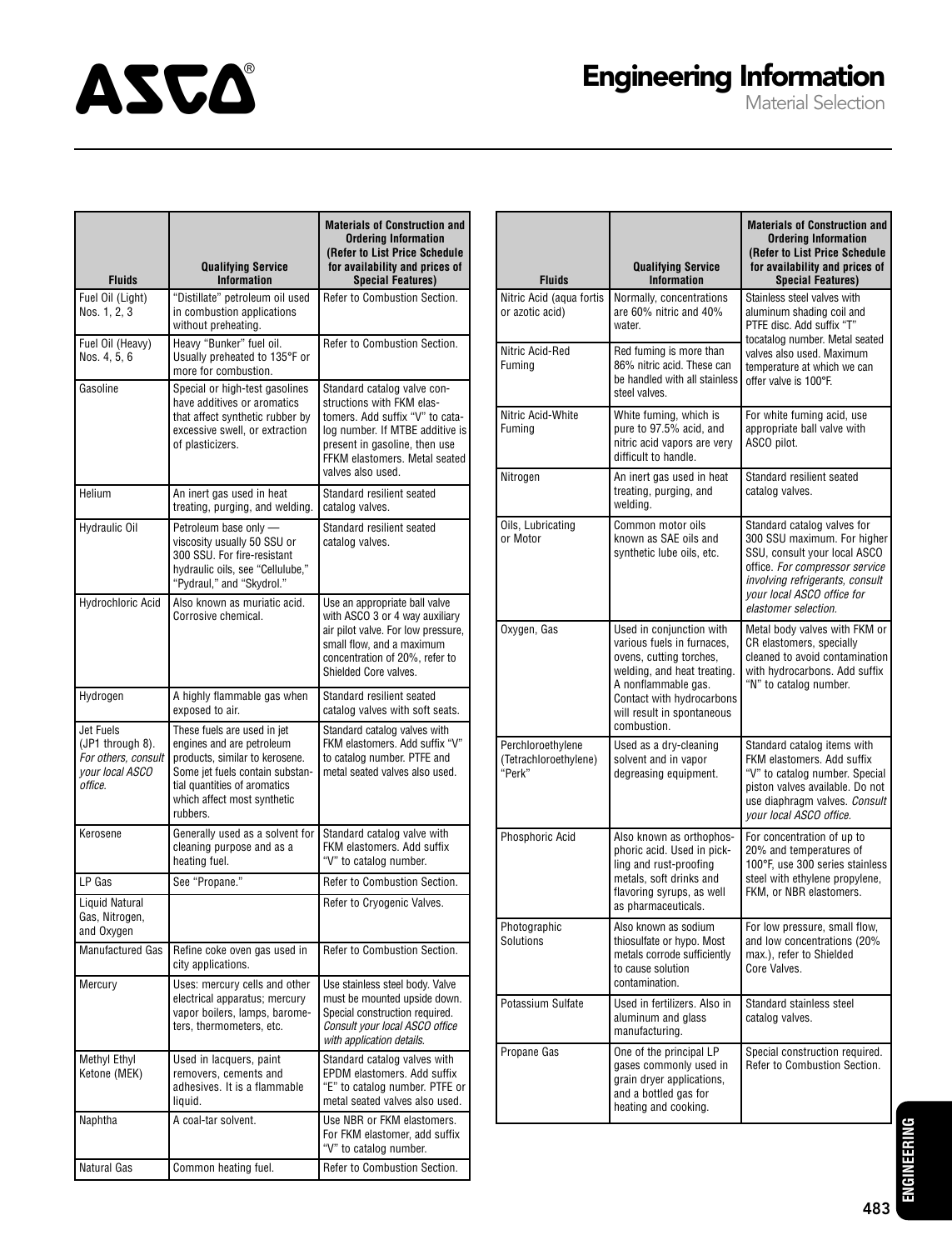# Engineering Information

Material Selection

| Fluids | Qualifying Service Information | Materials of Construction and Ordering Information (Refer to List Price Schedule for availability and prices of Special Features) |
|---|---|---|
| Fuel Oil (Light) Nos. 1, 2, 3 | "Distillate" petroleum oil used in combustion applications without preheating. | Refer to Combustion Section. |
| Fuel Oil (Heavy) Nos. 4, 5, 6 | Heavy "Bunker" fuel oil. Usually preheated to 135°F or more for combustion. | Refer to Combustion Section. |
| Gasoline | Special or high-test gasolines have additives or aromatics that affect synthetic rubber by excessive swell, or extraction of plasticizers. | Standard catalog valve constructions with FKM elastomers. Add suffix "V" to catalog number. If MTBE additive is present in gasoline, then use FFKM elastomers. Metal seated valves also used. |
| Helium | An inert gas used in heat treating, purging, and welding. | Standard resilient seated catalog valves. |
| Hydraulic Oil | Petroleum base only — viscosity usually 50 SSU or 300 SSU. For fire-resistant hydraulic oils, see "Cellulube," "Pydraul," and "Skydrol." | Standard resilient seated catalog valves. |
| Hydrochloric Acid | Also known as muriatic acid. Corrosive chemical. | Use an appropriate ball valve with ASCO 3 or 4 way auxiliary air pilot valve. For low pressure, small flow, and a maximum concentration of 20%, refer to Shielded Core valves. |
| Hydrogen | A highly flammable gas when exposed to air. | Standard resilient seated catalog valves with soft seats. |
| Jet Fuels (JP1 through 8). *For others, consult your local ASCO office.* | These fuels are used in jet engines and are petroleum products, similar to kerosene. Some jet fuels contain substantial quantities of aromatics which affect most synthetic rubbers. | Standard catalog valves with FKM elastomers. Add suffix "V" to catalog number. PTFE and metal seated valves also used. |
| Kerosene | Generally used as a solvent for cleaning purpose and as a heating fuel. | Standard catalog valve with FKM elastomers. Add suffix "V" to catalog number. |
| LP Gas | See "Propane." | Refer to Combustion Section. |
| Liquid Natural Gas, Nitrogen, and Oxygen | | Refer to Cryogenic Valves. |
| Manufactured Gas | Refine coke oven gas used in city applications. | Refer to Combustion Section. |
| Mercury | Uses: mercury cells and other electrical apparatus; mercury vapor boilers, lamps, barometers, thermometers, etc. | Use stainless steel body. Valve must be mounted upside down. Special construction required. *Consult your local ASCO office with application details.* |
| Methyl Ethyl Ketone (MEK) | Used in lacquers, paint removers, cements and adhesives. It is a flammable liquid. | Standard catalog valves with EPDM elastomers. Add suffix "E" to catalog number. PTFE or metal seated valves also used. |
| Naphtha | A coal-tar solvent. | Use NBR or FKM elastomers. For FKM elastomer, add suffix "V" to catalog number. |
| Natural Gas | Common heating fuel. | Refer to Combustion Section. |
| Nitric Acid (aqua fortis or azotic acid) | Normally, concentrations are 60% nitric and 40% water. | Stainless steel valves with aluminum shading coil and PTFE disc. Add suffix "T" tocatalog number. Metal seated valves also used. Maximum temperature at which we can offer valve is 100°F. |
| Nitric Acid-Red Fuming | Red fuming is more than 86% nitric acid. These can be handled with all stainless steel valves. | |
| Nitric Acid-White Fuming | White fuming, which is pure to 97.5% acid, and nitric acid vapors are very difficult to handle. | For white fuming acid, use appropriate ball valve with ASCO pilot. |
| Nitrogen | An inert gas used in heat treating, purging, and welding. | Standard resilient seated catalog valves. |
| Oils, Lubricating or Motor | Common motor oils known as SAE oils and synthetic lube oils, etc. | Standard catalog valves for 300 SSU maximum. For higher SSU, consult your local ASCO office. *For compressor service involving refrigerants, consult your local ASCO office for elastomer selection.* |
| Oxygen, Gas | Used in conjunction with various fuels in furnaces, ovens, cutting torches, welding, and heat treating. A nonflammable gas. Contact with hydrocarbons will result in spontaneous combustion. | Metal body valves with FKM or CR elastomers, specially cleaned to avoid contamination with hydrocarbons. Add suffix "N" to catalog number. |
| Perchloroethylene (Tetrachloroethylene) "Perk" | Used as a dry-cleaning solvent and in vapor degreasing equipment. | Standard catalog items with FKM elastomers. Add suffix "V" to catalog number. Special piston valves available. Do not use diaphragm valves. *Consult your local ASCO office.* |
| Phosphoric Acid | Also known as orthophosphoric acid. Used in pickling and rust-proofing metals, soft drinks and flavoring syrups, as well as pharmaceuticals. | For concentration of up to 20% and temperatures of 100°F, use 300 series stainless steel with ethylene propylene, FKM, or NBR elastomers. |
| Photographic Solutions | Also known as sodium thiosulfate or hypo. Most metals corrode sufficiently to cause solution contamination. | For low pressure, small flow, and low concentrations (20% max.), refer to Shielded Core Valves. |
| Potassium Sulfate | Used in fertilizers. Also in aluminum and glass manufacturing. | Standard stainless steel catalog valves. |
| Propane Gas | One of the principal LP gases commonly used in grain dryer applications, and a bottled gas for heating and cooking. | Special construction required. Refer to Combustion Section. |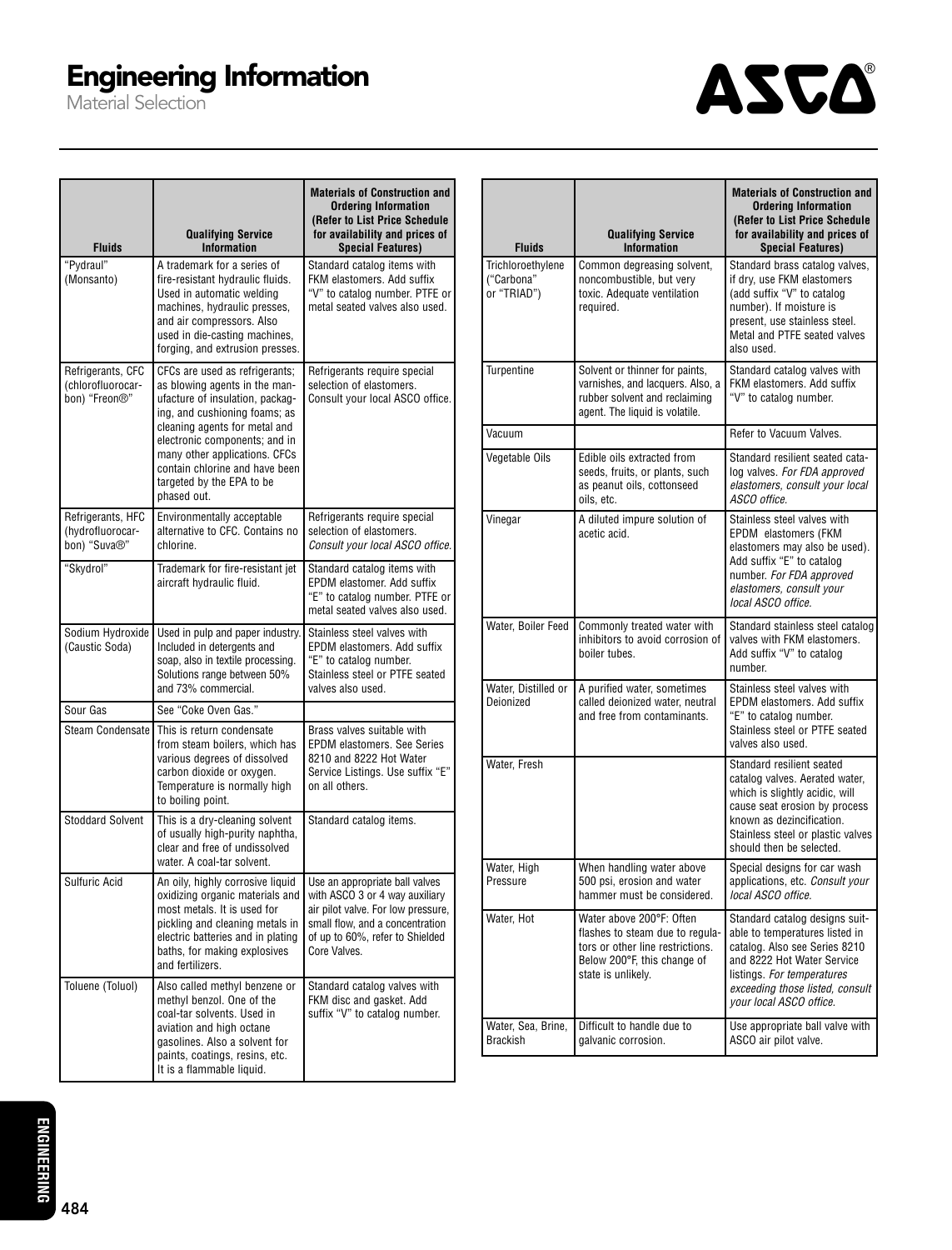# Engineering Information

Material Selection

| Fluids | Qualifying Service Information | Materials of Construction and Ordering Information (Refer to List Price Schedule for availability and prices of Special Features) |
|---|---|---|
| "Pydraul" (Monsanto) | A trademark for a series of fire-resistant hydraulic fluids. Used in automatic welding machines, hydraulic presses, and air compressors. Also used in die-casting machines, forging, and extrusion presses. | Standard catalog items with FKM elastomers. Add suffix "V" to catalog number. PTFE or metal seated valves also used. |
| Refrigerants, CFC (chlorofluorocarbon) "Freon®" | CFCs are used as refrigerants; as blowing agents in the manufacture of insulation, packaging, and cushioning foams; as cleaning agents for metal and electronic components; and in many other applications. CFCs contain chlorine and have been targeted by the EPA to be phased out. | Refrigerants require special selection of elastomers. Consult your local ASCO office. |
| Refrigerants, HFC (hydrofluorocarbon) "Suva®" | Environmentally acceptable alternative to CFC. Contains no chlorine. | Refrigerants require special selection of elastomers. *Consult your local ASCO office.* |
| "Skydrol" | Trademark for fire-resistant jet aircraft hydraulic fluid. | Standard catalog items with EPDM elastomer. Add suffix "E" to catalog number. PTFE or metal seated valves also used. |
| Sodium Hydroxide (Caustic Soda) | Used in pulp and paper industry. Included in detergents and soap, also in textile processing. Solutions range between 50% and 73% commercial. | Stainless steel valves with EPDM elastomers. Add suffix "E" to catalog number. Stainless steel or PTFE seated valves also used. |
| Sour Gas | See "Coke Oven Gas." | |
| Steam Condensate | This is return condensate from steam boilers, which has various degrees of dissolved carbon dioxide or oxygen. Temperature is normally high to boiling point. | Brass valves suitable with EPDM elastomers. See Series 8210 and 8222 Hot Water Service Listings. Use suffix "E" on all others. |
| Stoddard Solvent | This is a dry-cleaning solvent of usually high-purity naphtha, clear and free of undissolved water. A coal-tar solvent. | Standard catalog items. |
| Sulfuric Acid | An oily, highly corrosive liquid oxidizing organic materials and most metals. It is used for pickling and cleaning metals in electric batteries and in plating baths, for making explosives and fertilizers. | Use an appropriate ball valves with ASCO 3 or 4 way auxiliary air pilot valve. For low pressure, small flow, and a concentration of up to 60%, refer to Shielded Core Valves. |
| Toluene (Toluol) | Also called methyl benzene or methyl benzol. One of the coal-tar solvents. Used in aviation and high octane gasolines. Also a solvent for paints, coatings, resins, etc. It is a flammable liquid. | Standard catalog valves with FKM disc and gasket. Add suffix "V" to catalog number. |
| Trichloroethylene ("Carbona" or "TRIAD") | Common degreasing solvent, noncombustible, but very toxic. Adequate ventilation required. | Standard brass catalog valves, if dry, use FKM elastomers (add suffix "V" to catalog number). If moisture is present, use stainless steel. Metal and PTFE seated valves also used. |
| Turpentine | Solvent or thinner for paints, varnishes, and lacquers. Also, a rubber solvent and reclaiming agent. The liquid is volatile. | Standard catalog valves with FKM elastomers. Add suffix "V" to catalog number. |
| Vacuum | | Refer to Vacuum Valves. |
| Vegetable Oils | Edible oils extracted from seeds, fruits, or plants, such as peanut oils, cottonseed oils, etc. | Standard resilient seated catalog valves. *For FDA approved elastomers, consult your local ASCO office.* |
| Vinegar | A diluted impure solution of acetic acid. | Stainless steel valves with EPDM elastomers (FKM elastomers may also be used). Add suffix "E" to catalog number. *For FDA approved elastomers, consult your local ASCO office.* |
| Water, Boiler Feed | Commonly treated water with inhibitors to avoid corrosion of boiler tubes. | Standard stainless steel catalog valves with FKM elastomers. Add suffix "V" to catalog number. |
| Water, Distilled or Deionized | A purified water, sometimes called deionized water, neutral and free from contaminants. | Stainless steel valves with EPDM elastomers. Add suffix "E" to catalog number. Stainless steel or PTFE seated valves also used. |
| Water, Fresh | | Standard resilient seated catalog valves. Aerated water, which is slightly acidic, will cause seat erosion by process known as dezincification. Stainless steel or plastic valves should then be selected. |
| Water, High Pressure | When handling water above 500 psi, erosion and water hammer must be considered. | Special designs for car wash applications, etc. *Consult your local ASCO office.* |
| Water, Hot | Water above 200°F: Often flashes to steam due to regulators or other line restrictions. Below 200°F, this change of state is unlikely. | Standard catalog designs suitable to temperatures listed in catalog. Also see Series 8210 and 8222 Hot Water Service listings. *For temperatures exceeding those listed, consult your local ASCO office.* |
| Water, Sea, Brine, Brackish | Difficult to handle due to galvanic corrosion. | Use appropriate ball valve with ASCO air pilot valve. |